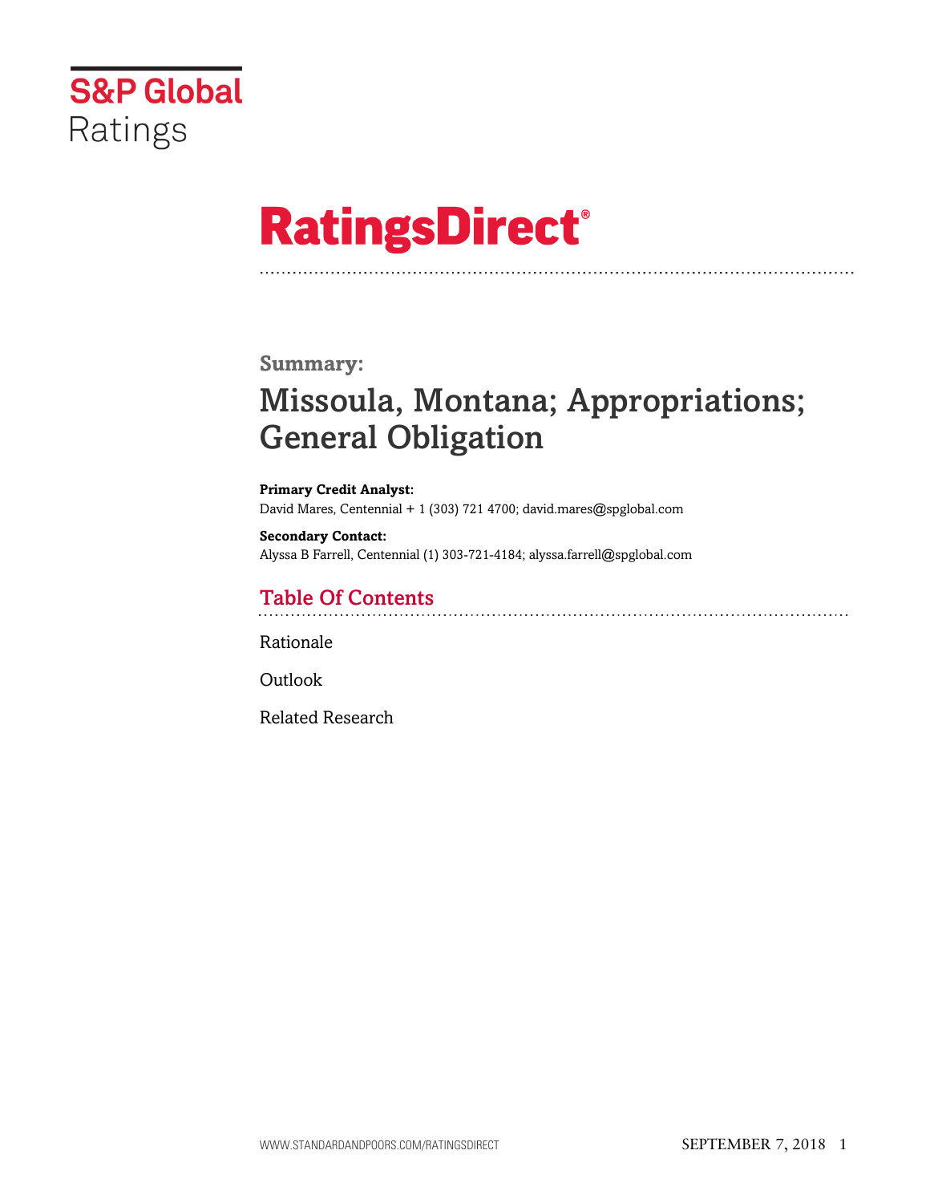S&P Global Ratings

# RatingsDirect®

**Summary:**

## Missoula, Montana; Appropriations; General Obligation

**Primary Credit Analyst:**
David Mares, Centennial + 1 (303) 721 4700; david.mares@spglobal.com

**Secondary Contact:**
Alyssa B Farrell, Centennial (1) 303-721-4184; alyssa.farrell@spglobal.com

## Table Of Contents

Rationale

Outlook

Related Research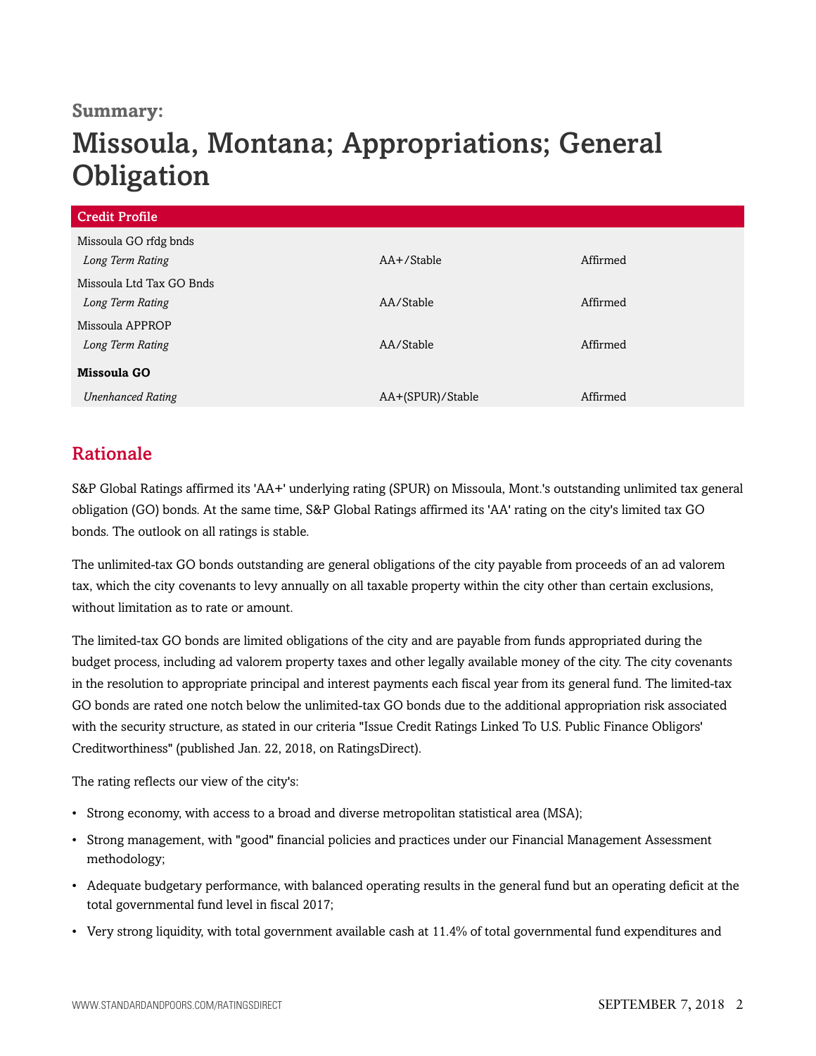**Summary:**

# Missoula, Montana; Appropriations; General Obligation

| Credit Profile | | |
|---|---|---|
| Missoula GO rfdg bnds | | |
| *Long Term Rating* | AA+/Stable | Affirmed |
| Missoula Ltd Tax GO Bnds | | |
| *Long Term Rating* | AA/Stable | Affirmed |
| Missoula APPROP | | |
| *Long Term Rating* | AA/Stable | Affirmed |
| **Missoula GO** | | |
| *Unenhanced Rating* | AA+(SPUR)/Stable | Affirmed |

## Rationale

S&P Global Ratings affirmed its 'AA+' underlying rating (SPUR) on Missoula, Mont.'s outstanding unlimited tax general obligation (GO) bonds. At the same time, S&P Global Ratings affirmed its 'AA' rating on the city's limited tax GO bonds. The outlook on all ratings is stable.

The unlimited-tax GO bonds outstanding are general obligations of the city payable from proceeds of an ad valorem tax, which the city covenants to levy annually on all taxable property within the city other than certain exclusions, without limitation as to rate or amount.

The limited-tax GO bonds are limited obligations of the city and are payable from funds appropriated during the budget process, including ad valorem property taxes and other legally available money of the city. The city covenants in the resolution to appropriate principal and interest payments each fiscal year from its general fund. The limited-tax GO bonds are rated one notch below the unlimited-tax GO bonds due to the additional appropriation risk associated with the security structure, as stated in our criteria "Issue Credit Ratings Linked To U.S. Public Finance Obligors' Creditworthiness" (published Jan. 22, 2018, on RatingsDirect).

The rating reflects our view of the city's:

- Strong economy, with access to a broad and diverse metropolitan statistical area (MSA);
- Strong management, with "good" financial policies and practices under our Financial Management Assessment methodology;
- Adequate budgetary performance, with balanced operating results in the general fund but an operating deficit at the total governmental fund level in fiscal 2017;
- Very strong liquidity, with total government available cash at 11.4% of total governmental fund expenditures and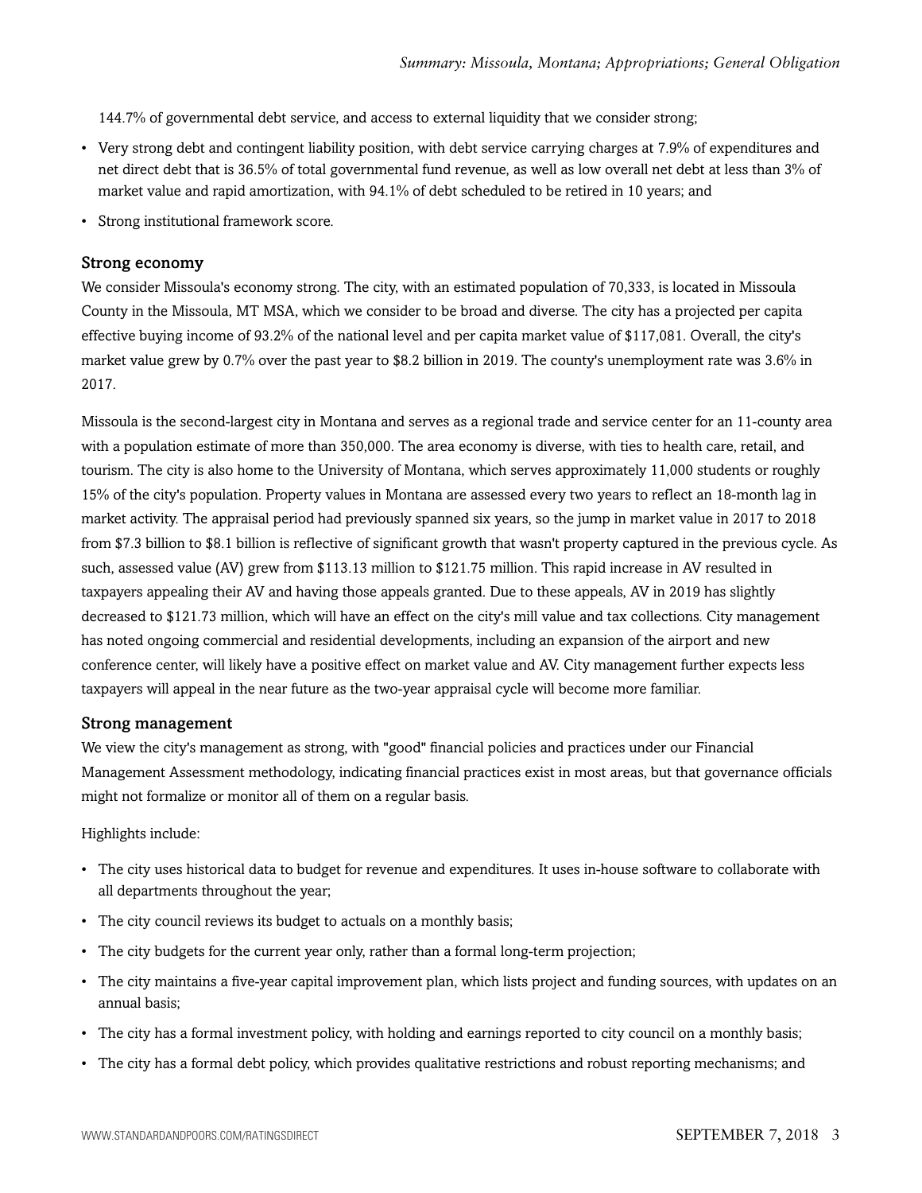144.7% of governmental debt service, and access to external liquidity that we consider strong;

- Very strong debt and contingent liability position, with debt service carrying charges at 7.9% of expenditures and net direct debt that is 36.5% of total governmental fund revenue, as well as low overall net debt at less than 3% of market value and rapid amortization, with 94.1% of debt scheduled to be retired in 10 years; and
- Strong institutional framework score.

### Strong economy

We consider Missoula's economy strong. The city, with an estimated population of 70,333, is located in Missoula County in the Missoula, MT MSA, which we consider to be broad and diverse. The city has a projected per capita effective buying income of 93.2% of the national level and per capita market value of $117,081. Overall, the city's market value grew by 0.7% over the past year to $8.2 billion in 2019. The county's unemployment rate was 3.6% in 2017.

Missoula is the second-largest city in Montana and serves as a regional trade and service center for an 11-county area with a population estimate of more than 350,000. The area economy is diverse, with ties to health care, retail, and tourism. The city is also home to the University of Montana, which serves approximately 11,000 students or roughly 15% of the city's population. Property values in Montana are assessed every two years to reflect an 18-month lag in market activity. The appraisal period had previously spanned six years, so the jump in market value in 2017 to 2018 from $7.3 billion to $8.1 billion is reflective of significant growth that wasn't property captured in the previous cycle. As such, assessed value (AV) grew from $113.13 million to $121.75 million. This rapid increase in AV resulted in taxpayers appealing their AV and having those appeals granted. Due to these appeals, AV in 2019 has slightly decreased to $121.73 million, which will have an effect on the city's mill value and tax collections. City management has noted ongoing commercial and residential developments, including an expansion of the airport and new conference center, will likely have a positive effect on market value and AV. City management further expects less taxpayers will appeal in the near future as the two-year appraisal cycle will become more familiar.

### Strong management

We view the city's management as strong, with "good" financial policies and practices under our Financial Management Assessment methodology, indicating financial practices exist in most areas, but that governance officials might not formalize or monitor all of them on a regular basis.

Highlights include:

- The city uses historical data to budget for revenue and expenditures. It uses in-house software to collaborate with all departments throughout the year;
- The city council reviews its budget to actuals on a monthly basis;
- The city budgets for the current year only, rather than a formal long-term projection;
- The city maintains a five-year capital improvement plan, which lists project and funding sources, with updates on an annual basis;
- The city has a formal investment policy, with holding and earnings reported to city council on a monthly basis;
- The city has a formal debt policy, which provides qualitative restrictions and robust reporting mechanisms; and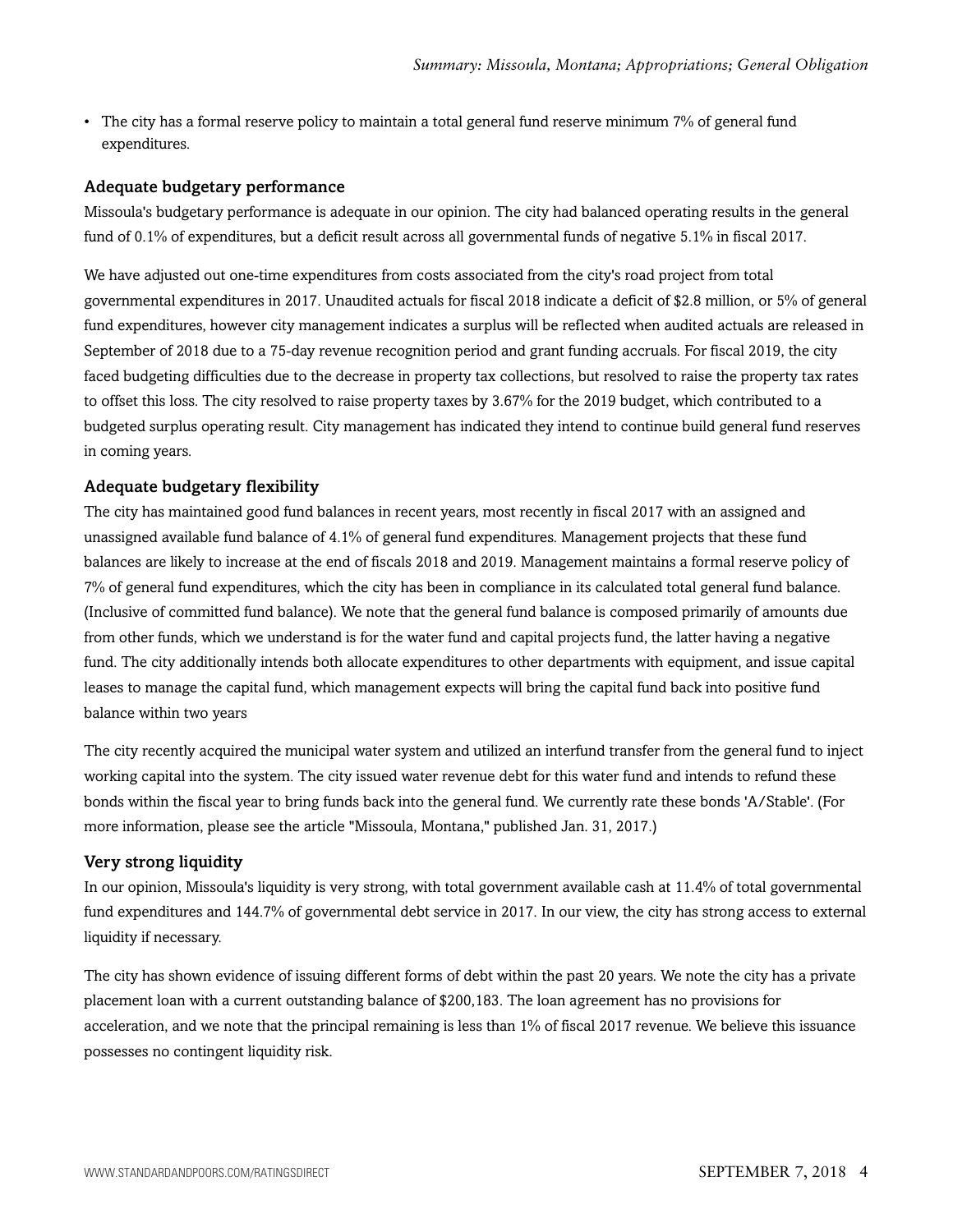- The city has a formal reserve policy to maintain a total general fund reserve minimum 7% of general fund expenditures.

### Adequate budgetary performance

Missoula's budgetary performance is adequate in our opinion. The city had balanced operating results in the general fund of 0.1% of expenditures, but a deficit result across all governmental funds of negative 5.1% in fiscal 2017.

We have adjusted out one-time expenditures from costs associated from the city's road project from total governmental expenditures in 2017. Unaudited actuals for fiscal 2018 indicate a deficit of $2.8 million, or 5% of general fund expenditures, however city management indicates a surplus will be reflected when audited actuals are released in September of 2018 due to a 75-day revenue recognition period and grant funding accruals. For fiscal 2019, the city faced budgeting difficulties due to the decrease in property tax collections, but resolved to raise the property tax rates to offset this loss. The city resolved to raise property taxes by 3.67% for the 2019 budget, which contributed to a budgeted surplus operating result. City management has indicated they intend to continue build general fund reserves in coming years.

### Adequate budgetary flexibility

The city has maintained good fund balances in recent years, most recently in fiscal 2017 with an assigned and unassigned available fund balance of 4.1% of general fund expenditures. Management projects that these fund balances are likely to increase at the end of fiscals 2018 and 2019. Management maintains a formal reserve policy of 7% of general fund expenditures, which the city has been in compliance in its calculated total general fund balance. (Inclusive of committed fund balance). We note that the general fund balance is composed primarily of amounts due from other funds, which we understand is for the water fund and capital projects fund, the latter having a negative fund. The city additionally intends both allocate expenditures to other departments with equipment, and issue capital leases to manage the capital fund, which management expects will bring the capital fund back into positive fund balance within two years

The city recently acquired the municipal water system and utilized an interfund transfer from the general fund to inject working capital into the system. The city issued water revenue debt for this water fund and intends to refund these bonds within the fiscal year to bring funds back into the general fund. We currently rate these bonds 'A/Stable'. (For more information, please see the article "Missoula, Montana," published Jan. 31, 2017.)

### Very strong liquidity

In our opinion, Missoula's liquidity is very strong, with total government available cash at 11.4% of total governmental fund expenditures and 144.7% of governmental debt service in 2017. In our view, the city has strong access to external liquidity if necessary.

The city has shown evidence of issuing different forms of debt within the past 20 years. We note the city has a private placement loan with a current outstanding balance of $200,183. The loan agreement has no provisions for acceleration, and we note that the principal remaining is less than 1% of fiscal 2017 revenue. We believe this issuance possesses no contingent liquidity risk.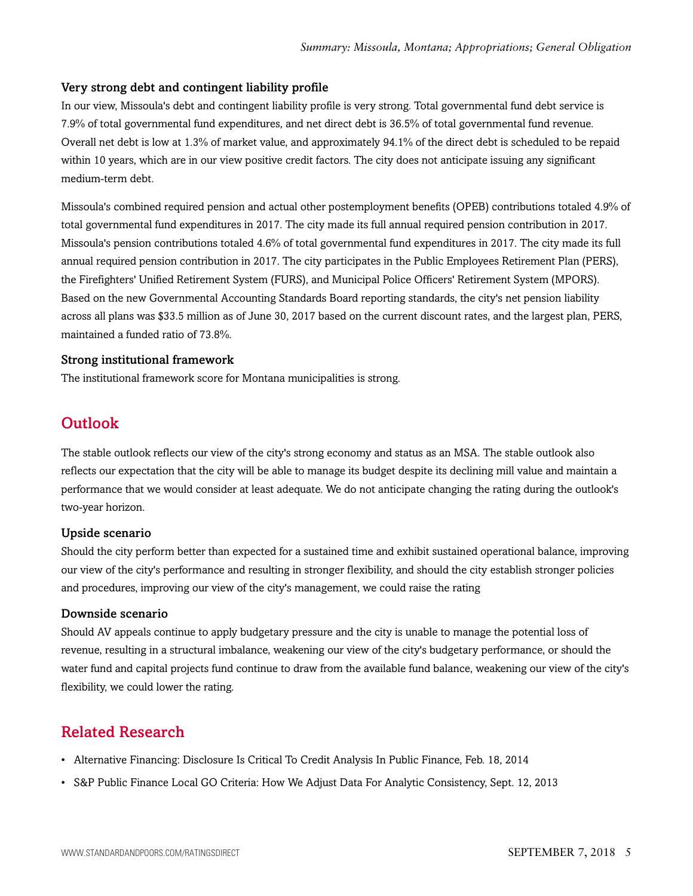### Very strong debt and contingent liability profile

In our view, Missoula's debt and contingent liability profile is very strong. Total governmental fund debt service is 7.9% of total governmental fund expenditures, and net direct debt is 36.5% of total governmental fund revenue. Overall net debt is low at 1.3% of market value, and approximately 94.1% of the direct debt is scheduled to be repaid within 10 years, which are in our view positive credit factors. The city does not anticipate issuing any significant medium-term debt.

Missoula's combined required pension and actual other postemployment benefits (OPEB) contributions totaled 4.9% of total governmental fund expenditures in 2017. The city made its full annual required pension contribution in 2017. Missoula's pension contributions totaled 4.6% of total governmental fund expenditures in 2017. The city made its full annual required pension contribution in 2017. The city participates in the Public Employees Retirement Plan (PERS), the Firefighters' Unified Retirement System (FURS), and Municipal Police Officers' Retirement System (MPORS). Based on the new Governmental Accounting Standards Board reporting standards, the city's net pension liability across all plans was $33.5 million as of June 30, 2017 based on the current discount rates, and the largest plan, PERS, maintained a funded ratio of 73.8%.

### Strong institutional framework

The institutional framework score for Montana municipalities is strong.

## Outlook

The stable outlook reflects our view of the city's strong economy and status as an MSA. The stable outlook also reflects our expectation that the city will be able to manage its budget despite its declining mill value and maintain a performance that we would consider at least adequate. We do not anticipate changing the rating during the outlook's two-year horizon.

### Upside scenario

Should the city perform better than expected for a sustained time and exhibit sustained operational balance, improving our view of the city's performance and resulting in stronger flexibility, and should the city establish stronger policies and procedures, improving our view of the city's management, we could raise the rating

### Downside scenario

Should AV appeals continue to apply budgetary pressure and the city is unable to manage the potential loss of revenue, resulting in a structural imbalance, weakening our view of the city's budgetary performance, or should the water fund and capital projects fund continue to draw from the available fund balance, weakening our view of the city's flexibility, we could lower the rating.

## Related Research

- Alternative Financing: Disclosure Is Critical To Credit Analysis In Public Finance, Feb. 18, 2014
- S&P Public Finance Local GO Criteria: How We Adjust Data For Analytic Consistency, Sept. 12, 2013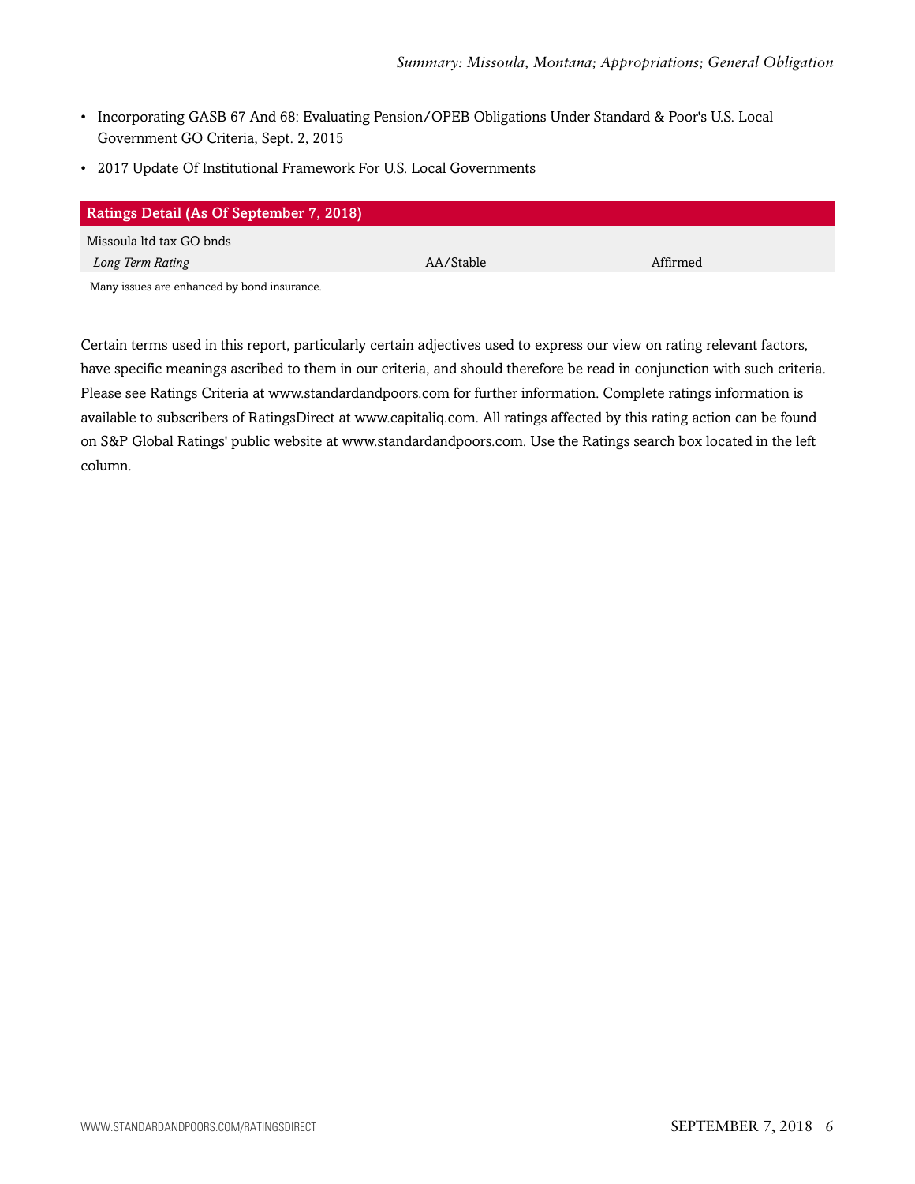- Incorporating GASB 67 And 68: Evaluating Pension/OPEB Obligations Under Standard & Poor's U.S. Local Government GO Criteria, Sept. 2, 2015
- 2017 Update Of Institutional Framework For U.S. Local Governments

| Ratings Detail (As Of September 7, 2018) | | |
|---|---|---|
| Missoula ltd tax GO bnds | | |
| *Long Term Rating* | AA/Stable | Affirmed |

Many issues are enhanced by bond insurance.

Certain terms used in this report, particularly certain adjectives used to express our view on rating relevant factors, have specific meanings ascribed to them in our criteria, and should therefore be read in conjunction with such criteria. Please see Ratings Criteria at www.standardandpoors.com for further information. Complete ratings information is available to subscribers of RatingsDirect at www.capitaliq.com. All ratings affected by this rating action can be found on S&P Global Ratings' public website at www.standardandpoors.com. Use the Ratings search box located in the left column.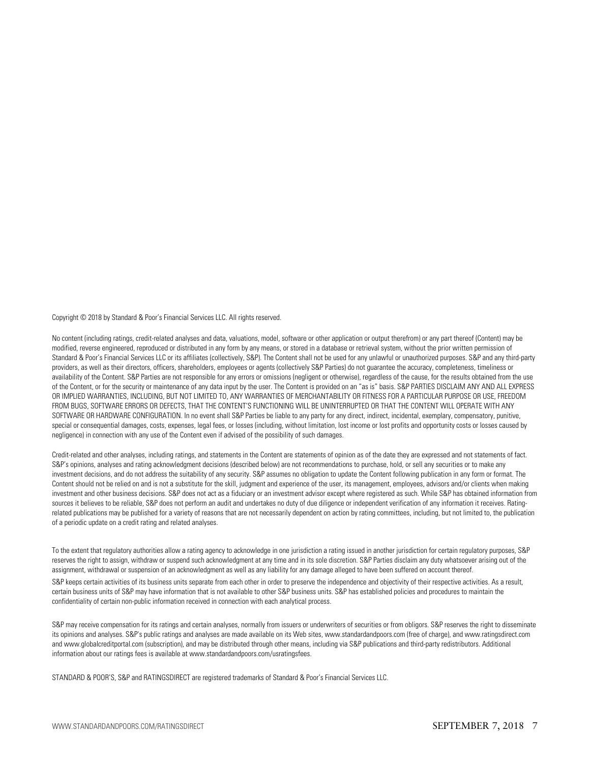Copyright © 2018 by Standard & Poor's Financial Services LLC. All rights reserved.

No content (including ratings, credit-related analyses and data, valuations, model, software or other application or output therefrom) or any part thereof (Content) may be modified, reverse engineered, reproduced or distributed in any form by any means, or stored in a database or retrieval system, without the prior written permission of Standard & Poor's Financial Services LLC or its affiliates (collectively, S&P). The Content shall not be used for any unlawful or unauthorized purposes. S&P and any third-party providers, as well as their directors, officers, shareholders, employees or agents (collectively S&P Parties) do not guarantee the accuracy, completeness, timeliness or availability of the Content. S&P Parties are not responsible for any errors or omissions (negligent or otherwise), regardless of the cause, for the results obtained from the use of the Content, or for the security or maintenance of any data input by the user. The Content is provided on an "as is" basis. S&P PARTIES DISCLAIM ANY AND ALL EXPRESS OR IMPLIED WARRANTIES, INCLUDING, BUT NOT LIMITED TO, ANY WARRANTIES OF MERCHANTABILITY OR FITNESS FOR A PARTICULAR PURPOSE OR USE, FREEDOM FROM BUGS, SOFTWARE ERRORS OR DEFECTS, THAT THE CONTENT'S FUNCTIONING WILL BE UNINTERRUPTED OR THAT THE CONTENT WILL OPERATE WITH ANY SOFTWARE OR HARDWARE CONFIGURATION. In no event shall S&P Parties be liable to any party for any direct, indirect, incidental, exemplary, compensatory, punitive, special or consequential damages, costs, expenses, legal fees, or losses (including, without limitation, lost income or lost profits and opportunity costs or losses caused by negligence) in connection with any use of the Content even if advised of the possibility of such damages.

Credit-related and other analyses, including ratings, and statements in the Content are statements of opinion as of the date they are expressed and not statements of fact. S&P's opinions, analyses and rating acknowledgment decisions (described below) are not recommendations to purchase, hold, or sell any securities or to make any investment decisions, and do not address the suitability of any security. S&P assumes no obligation to update the Content following publication in any form or format. The Content should not be relied on and is not a substitute for the skill, judgment and experience of the user, its management, employees, advisors and/or clients when making investment and other business decisions. S&P does not act as a fiduciary or an investment advisor except where registered as such. While S&P has obtained information from sources it believes to be reliable, S&P does not perform an audit and undertakes no duty of due diligence or independent verification of any information it receives. Rating-related publications may be published for a variety of reasons that are not necessarily dependent on action by rating committees, including, but not limited to, the publication of a periodic update on a credit rating and related analyses.

To the extent that regulatory authorities allow a rating agency to acknowledge in one jurisdiction a rating issued in another jurisdiction for certain regulatory purposes, S&P reserves the right to assign, withdraw or suspend such acknowledgment at any time and in its sole discretion. S&P Parties disclaim any duty whatsoever arising out of the assignment, withdrawal or suspension of an acknowledgment as well as any liability for any damage alleged to have been suffered on account thereof.

S&P keeps certain activities of its business units separate from each other in order to preserve the independence and objectivity of their respective activities. As a result, certain business units of S&P may have information that is not available to other S&P business units. S&P has established policies and procedures to maintain the confidentiality of certain non-public information received in connection with each analytical process.

S&P may receive compensation for its ratings and certain analyses, normally from issuers or underwriters of securities or from obligors. S&P reserves the right to disseminate its opinions and analyses. S&P's public ratings and analyses are made available on its Web sites, www.standardandpoors.com (free of charge), and www.ratingsdirect.com and www.globalcreditportal.com (subscription), and may be distributed through other means, including via S&P publications and third-party redistributors. Additional information about our ratings fees is available at www.standardandpoors.com/usratingsfees.

STANDARD & POOR'S, S&P and RATINGSDIRECT are registered trademarks of Standard & Poor's Financial Services LLC.